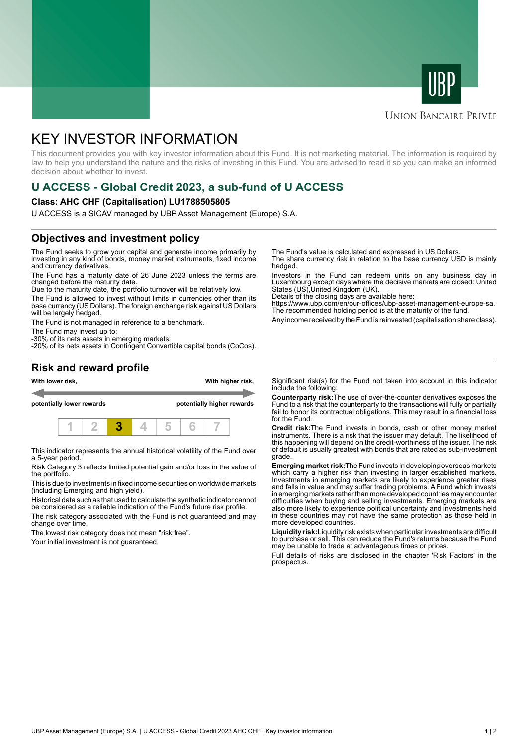UNION BANCAIRE PRIVÉE

# KEY INVESTOR INFORMATION

This document provides you with key investor information about this Fund. It is not marketing material. The information is required by law to help you understand the nature and the risks of investing in this Fund. You are advised to read it so you can make an informed decision about whether to invest.

## U ACCESS - Global Credit 2023, a sub-fund of U ACCESS

### Class: AHC CHF (Capitalisation) LU1788505805

U ACCESS is a SICAV managed by UBP Asset Management (Europe) S.A.

## Objectives and investment policy

The Fund seeks to grow your capital and generate income primarily by investing in any kind of bonds, money market instruments, fixed income and currency derivatives.

The Fund has a maturity date of 26 June 2023 unless the terms are changed before the maturity date.

Due to the maturity date, the portfolio turnover will be relatively low.

The Fund is allowed to invest without limits in currencies other than its base currency (US Dollars). The foreign exchange risk against US Dollars will be largely hedged.

The Fund is not managed in reference to a benchmark.

The Fund may invest up to:
-30% of its nets assets in emerging markets;
-20% of its nets assets in Contingent Convertible capital bonds (CoCos).

The Fund's value is calculated and expressed in US Dollars.
The share currency risk in relation to the base currency USD is mainly hedged.

Investors in the Fund can redeem units on any business day in Luxembourg except days where the decisive markets are closed: United States (US),United Kingdom (UK).
Details of the closing days are available here:
https://www.ubp.com/en/our-offices/ubp-asset-management-europe-sa.
The recommended holding period is at the maturity of the fund.

Any income received by the Fund is reinvested (capitalisation share class).

## Risk and reward profile

**With lower risk,** **potentially lower rewards** — **With higher risk,** **potentially higher rewards**

| 1 | 2 | **3** | 4 | 5 | 6 | 7 |
|---|---|---|---|---|---|---|

This indicator represents the annual historical volatility of the Fund over a 5-year period.

Risk Category 3 reflects limited potential gain and/or loss in the value of the portfolio.

This is due to investments in fixed income securities on worldwide markets (including Emerging and high yield).

Historical data such as that used to calculate the synthetic indicator cannot be considered as a reliable indication of the Fund's future risk profile.

The risk category associated with the Fund is not guaranteed and may change over time.

The lowest risk category does not mean "risk free".

Your initial investment is not guaranteed.

Significant risk(s) for the Fund not taken into account in this indicator include the following:

**Counterparty risk:**The use of over-the-counter derivatives exposes the Fund to a risk that the counterparty to the transactions will fully or partially fail to honor its contractual obligations. This may result in a financial loss for the Fund.

**Credit risk:**The Fund invests in bonds, cash or other money market instruments. There is a risk that the issuer may default. The likelihood of this happening will depend on the credit-worthiness of the issuer. The risk of default is usually greatest with bonds that are rated as sub-investment grade.

**Emerging market risk:**The Fund invests in developing overseas markets which carry a higher risk than investing in larger established markets. Investments in emerging markets are likely to experience greater rises and falls in value and may suffer trading problems. A Fund which invests in emerging markets rather than more developed countries may encounter difficulties when buying and selling investments. Emerging markets are also more likely to experience political uncertainty and investments held in these countries may not have the same protection as those held in more developed countries.

**Liquidity risk:**Liquidity risk exists when particular investments are difficult to purchase or sell. This can reduce the Fund's returns because the Fund may be unable to trade at advantageous times or prices.

Full details of risks are disclosed in the chapter 'Risk Factors' in the prospectus.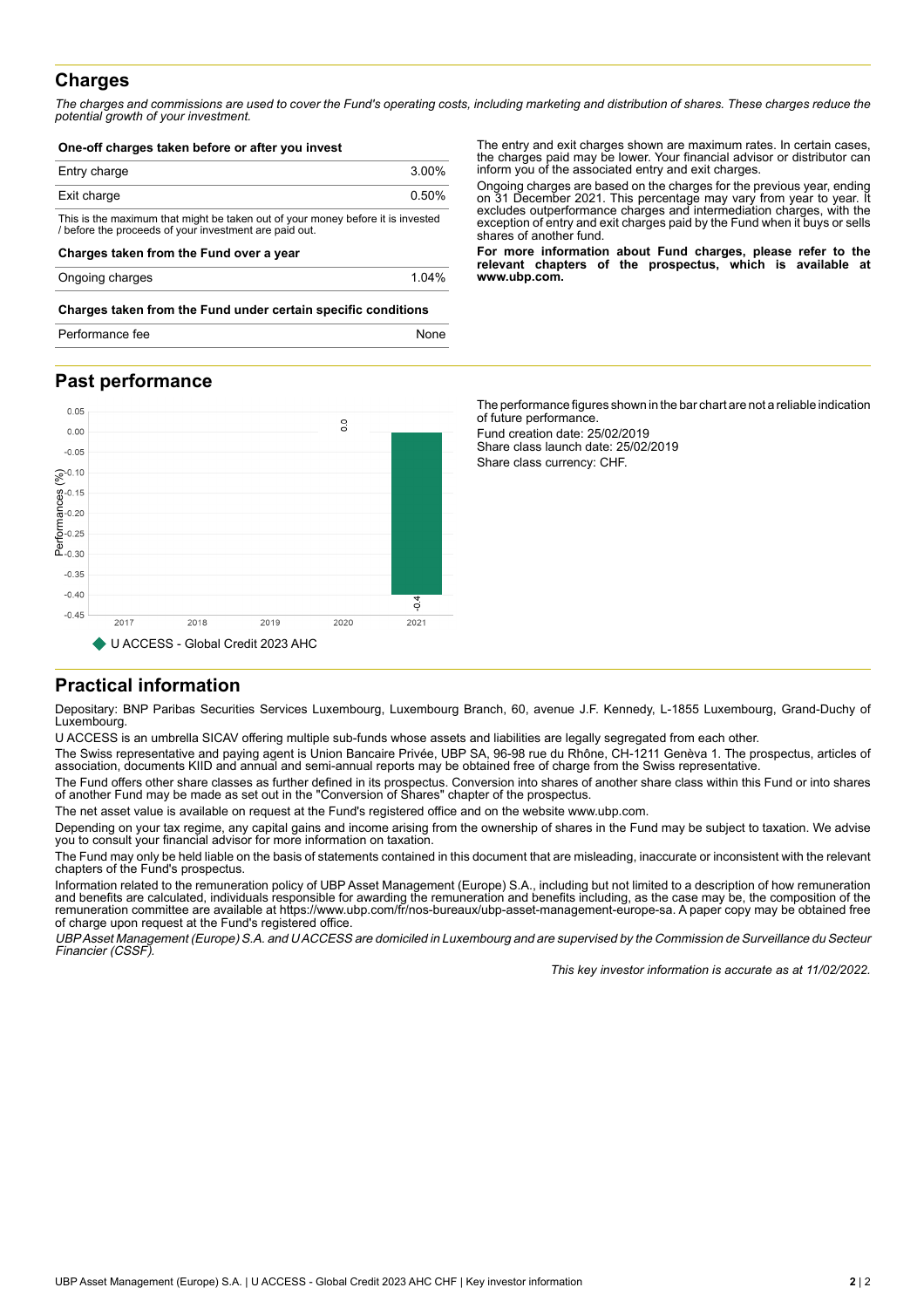## Charges

*The charges and commissions are used to cover the Fund's operating costs, including marketing and distribution of shares. These charges reduce the potential growth of your investment.*

| One-off charges taken before or after you invest | |
|---|---|
| Entry charge | 3.00% |
| Exit charge | 0.50% |

This is the maximum that might be taken out of your money before it is invested / before the proceeds of your investment are paid out.

| Charges taken from the Fund over a year | |
|---|---|
| Ongoing charges | 1.04% |

| Charges taken from the Fund under certain specific conditions | |
|---|---|
| Performance fee | None |

The entry and exit charges shown are maximum rates. In certain cases, the charges paid may be lower. Your financial advisor or distributor can inform you of the associated entry and exit charges.

Ongoing charges are based on the charges for the previous year, ending on 31 December 2021. This percentage may vary from year to year. It excludes outperformance charges and intermediation charges, with the exception of entry and exit charges paid by the Fund when it buys or sells shares of another fund.

**For more information about Fund charges, please refer to the relevant chapters of the prospectus, which is available at www.ubp.com.**

## Past performance

Performances (%)

0.05
0.00
-0.05
-0.10
-0.15
-0.20
-0.25
-0.30
-0.35
-0.40
-0.45

2017 2018 2019 2020 2021

0.0
-0.4

U ACCESS - Global Credit 2023 AHC

The performance figures shown in the bar chart are not a reliable indication of future performance.

Fund creation date: 25/02/2019
Share class launch date: 25/02/2019
Share class currency: CHF.

## Practical information

Depositary: BNP Paribas Securities Services Luxembourg, Luxembourg Branch, 60, avenue J.F. Kennedy, L-1855 Luxembourg, Grand-Duchy of Luxembourg.

U ACCESS is an umbrella SICAV offering multiple sub-funds whose assets and liabilities are legally segregated from each other.

The Swiss representative and paying agent is Union Bancaire Privée, UBP SA, 96-98 rue du Rhône, CH-1211 Genèva 1. The prospectus, articles of association, documents KIID and annual and semi-annual reports may be obtained free of charge from the Swiss representative.

The Fund offers other share classes as further defined in its prospectus. Conversion into shares of another share class within this Fund or into shares of another Fund may be made as set out in the "Conversion of Shares" chapter of the prospectus.

The net asset value is available on request at the Fund's registered office and on the website www.ubp.com.

Depending on your tax regime, any capital gains and income arising from the ownership of shares in the Fund may be subject to taxation. We advise you to consult your financial advisor for more information on taxation.

The Fund may only be held liable on the basis of statements contained in this document that are misleading, inaccurate or inconsistent with the relevant chapters of the Fund's prospectus.

Information related to the remuneration policy of UBP Asset Management (Europe) S.A., including but not limited to a description of how remuneration and benefits are calculated, individuals responsible for awarding the remuneration and benefits including, as the case may be, the composition of the remuneration committee are available at https://www.ubp.com/fr/nos-bureaux/ubp-asset-management-europe-sa. A paper copy may be obtained free of charge upon request at the Fund's registered office.

*UBP Asset Management (Europe) S.A. and U ACCESS are domiciled in Luxembourg and are supervised by the Commission de Surveillance du Secteur Financier (CSSF).*

*This key investor information is accurate as at 11/02/2022.*